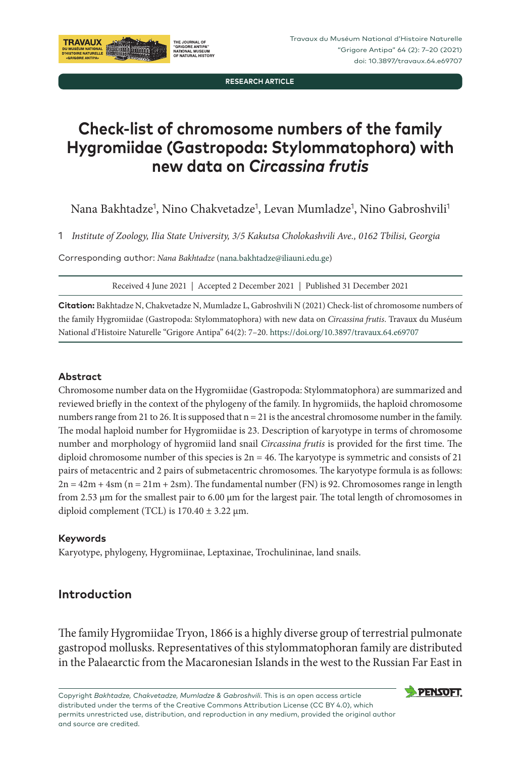RESEARCH ARTICLE

# Check-list of chromosome numbers of the family Hygromiidae (Gastropoda: Stylommatophora) with new data on *Circassina frutis*

Nana Bakhtadze[1], Nino Chakvetadze[1], Levan Mumladze[1], Nino Gabroshvili[1]

1 *Institute of Zoology, Ilia State University, 3/5 Kakutsa Cholokashvili Ave., 0162 Tbilisi, Georgia*

Corresponding author: *Nana Bakhtadze* (nana.bakhtadze@iliauni.edu.ge)

Received 4 June 2021 | Accepted 2 December 2021 | Published 31 December 2021

**Citation:** Bakhtadze N, Chakvetadze N, Mumladze L, Gabroshvili N (2021) Check-list of chromosome numbers of the family Hygromiidae (Gastropoda: Stylommatophora) with new data on *Circassina frutis*. Travaux du Muséum National d'Histoire Naturelle "Grigore Antipa" 64(2): 7–20. https://doi.org/10.3897/travaux.64.e69707

## Abstract

Chromosome number data on the Hygromiidae (Gastropoda: Stylommatophora) are summarized and reviewed briefly in the context of the phylogeny of the family. In hygromiids, the haploid chromosome numbers range from 21 to 26. It is supposed that $n = 21$ is the ancestral chromosome number in the family. The modal haploid number for Hygromiidae is 23. Description of karyotype in terms of chromosome number and morphology of hygromiid land snail *Circassina frutis* is provided for the first time. The diploid chromosome number of this species is $2n = 46$. The karyotype is symmetric and consists of 21 pairs of metacentric and 2 pairs of submetacentric chromosomes. The karyotype formula is as follows: $2n = 42m + 4sm$ ($n = 21m + 2sm$). The fundamental number (FN) is 92. Chromosomes range in length from 2.53 μm for the smallest pair to 6.00 μm for the largest pair. The total length of chromosomes in diploid complement (TCL) is 170.40 ± 3.22 μm.

### Keywords

Karyotype, phylogeny, Hygromiinae, Leptaxinae, Trochulininae, land snails.

## Introduction

The family Hygromiidae Tryon, 1866 is a highly diverse group of terrestrial pulmonate gastropod mollusks. Representatives of this stylommatophoran family are distributed in the Palaearctic from the Macaronesian Islands in the west to the Russian Far East in

Copyright *Bakhtadze, Chakvetadze, Mumladze & Gabroshvili*. This is an open access article distributed under the terms of the Creative Commons Attribution License (CC BY 4.0), which permits unrestricted use, distribution, and reproduction in any medium, provided the original author and source are credited.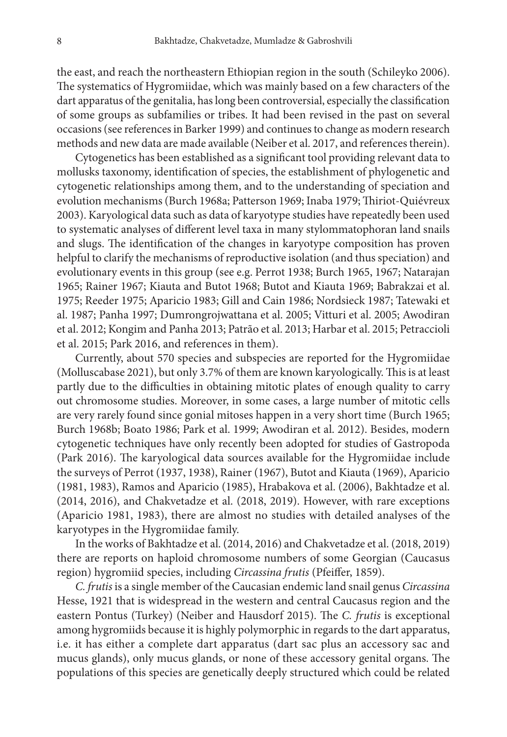the east, and reach the northeastern Ethiopian region in the south (Schileyko 2006). The systematics of Hygromiidae, which was mainly based on a few characters of the dart apparatus of the genitalia, has long been controversial, especially the classification of some groups as subfamilies or tribes. It had been revised in the past on several occasions (see references in Barker 1999) and continues to change as modern research methods and new data are made available (Neiber et al. 2017, and references therein).

Cytogenetics has been established as a significant tool providing relevant data to mollusks taxonomy, identification of species, the establishment of phylogenetic and cytogenetic relationships among them, and to the understanding of speciation and evolution mechanisms (Burch 1968a; Patterson 1969; Inaba 1979; Thiriot-Quiévreux 2003). Karyological data such as data of karyotype studies have repeatedly been used to systematic analyses of different level taxa in many stylommatophoran land snails and slugs. The identification of the changes in karyotype composition has proven helpful to clarify the mechanisms of reproductive isolation (and thus speciation) and evolutionary events in this group (see e.g. Perrot 1938; Burch 1965, 1967; Natarajan 1965; Rainer 1967; Kiauta and Butot 1968; Butot and Kiauta 1969; Babrakzai et al. 1975; Reeder 1975; Aparicio 1983; Gill and Cain 1986; Nordsieck 1987; Tatewaki et al. 1987; Panha 1997; Dumrongrojwattana et al. 2005; Vitturi et al. 2005; Awodiran et al. 2012; Kongim and Panha 2013; Patrão et al. 2013; Harbar et al. 2015; Petraccioli et al. 2015; Park 2016, and references in them).

Currently, about 570 species and subspecies are reported for the Hygromiidae (Molluscabase 2021), but only 3.7% of them are known karyologically. This is at least partly due to the difficulties in obtaining mitotic plates of enough quality to carry out chromosome studies. Moreover, in some cases, a large number of mitotic cells are very rarely found since gonial mitoses happen in a very short time (Burch 1965; Burch 1968b; Boato 1986; Park et al. 1999; Awodiran et al. 2012). Besides, modern cytogenetic techniques have only recently been adopted for studies of Gastropoda (Park 2016). The karyological data sources available for the Hygromiidae include the surveys of Perrot (1937, 1938), Rainer (1967), Butot and Kiauta (1969), Aparicio (1981, 1983), Ramos and Aparicio (1985), Hrabakova et al. (2006), Bakhtadze et al. (2014, 2016), and Chakvetadze et al. (2018, 2019). However, with rare exceptions (Aparicio 1981, 1983), there are almost no studies with detailed analyses of the karyotypes in the Hygromiidae family.

In the works of Bakhtadze et al. (2014, 2016) and Chakvetadze et al. (2018, 2019) there are reports on haploid chromosome numbers of some Georgian (Caucasus region) hygromiid species, including *Circassina frutis* (Pfeiffer, 1859).

*C. frutis* is a single member of the Caucasian endemic land snail genus *Circassina* Hesse, 1921 that is widespread in the western and central Caucasus region and the eastern Pontus (Turkey) (Neiber and Hausdorf 2015). The *C. frutis* is exceptional among hygromiids because it is highly polymorphic in regards to the dart apparatus, i.e. it has either a complete dart apparatus (dart sac plus an accessory sac and mucus glands), only mucus glands, or none of these accessory genital organs. The populations of this species are genetically deeply structured which could be related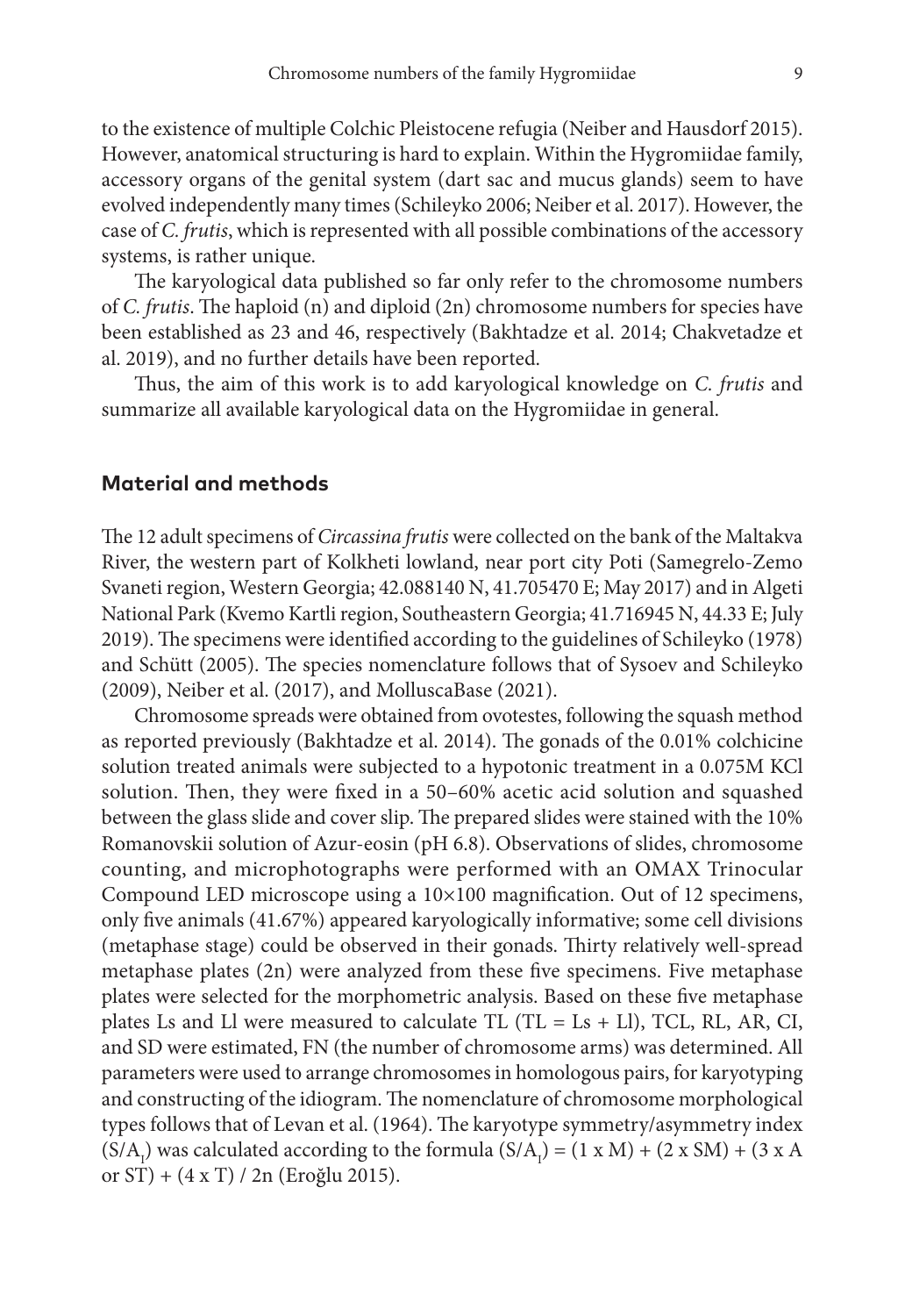to the existence of multiple Colchic Pleistocene refugia (Neiber and Hausdorf 2015). However, anatomical structuring is hard to explain. Within the Hygromiidae family, accessory organs of the genital system (dart sac and mucus glands) seem to have evolved independently many times (Schileyko 2006; Neiber et al. 2017). However, the case of *C. frutis*, which is represented with all possible combinations of the accessory systems, is rather unique.

The karyological data published so far only refer to the chromosome numbers of *C. frutis*. The haploid (n) and diploid (2n) chromosome numbers for species have been established as 23 and 46, respectively (Bakhtadze et al. 2014; Chakvetadze et al. 2019), and no further details have been reported.

Thus, the aim of this work is to add karyological knowledge on *C. frutis* and summarize all available karyological data on the Hygromiidae in general.

## Material and methods

The 12 adult specimens of *Circassina frutis* were collected on the bank of the Maltakva River, the western part of Kolkheti lowland, near port city Poti (Samegrelo-Zemo Svaneti region, Western Georgia; 42.088140 N, 41.705470 E; May 2017) and in Algeti National Park (Kvemo Kartli region, Southeastern Georgia; 41.716945 N, 44.33 E; July 2019). The specimens were identified according to the guidelines of Schileyko (1978) and Schütt (2005). The species nomenclature follows that of Sysoev and Schileyko (2009), Neiber et al. (2017), and MolluscaBase (2021).

Chromosome spreads were obtained from ovotestes, following the squash method as reported previously (Bakhtadze et al. 2014). The gonads of the 0.01% colchicine solution treated animals were subjected to a hypotonic treatment in a 0.075M KCl solution. Then, they were fixed in a 50–60% acetic acid solution and squashed between the glass slide and cover slip. The prepared slides were stained with the 10% Romanovskii solution of Azur-eosin (pH 6.8). Observations of slides, chromosome counting, and microphotographs were performed with an OMAX Trinocular Compound LED microscope using a 10×100 magnification. Out of 12 specimens, only five animals (41.67%) appeared karyologically informative; some cell divisions (metaphase stage) could be observed in their gonads. Thirty relatively well-spread metaphase plates (2n) were analyzed from these five specimens. Five metaphase plates were selected for the morphometric analysis. Based on these five metaphase plates Ls and Ll were measured to calculate TL (TL = Ls + Ll), TCL, RL, AR, CI, and SD were estimated, FN (the number of chromosome arms) was determined. All parameters were used to arrange chromosomes in homologous pairs, for karyotyping and constructing of the idiogram. The nomenclature of chromosome morphological types follows that of Levan et al. (1964). The karyotype symmetry/asymmetry index ($S/A_I$) was calculated according to the formula $(S/A_I) = (1 \times M) + (2 \times SM) + (3 \times A \text{ or } ST) + (4 \times T) / 2n$ (Eroğlu 2015).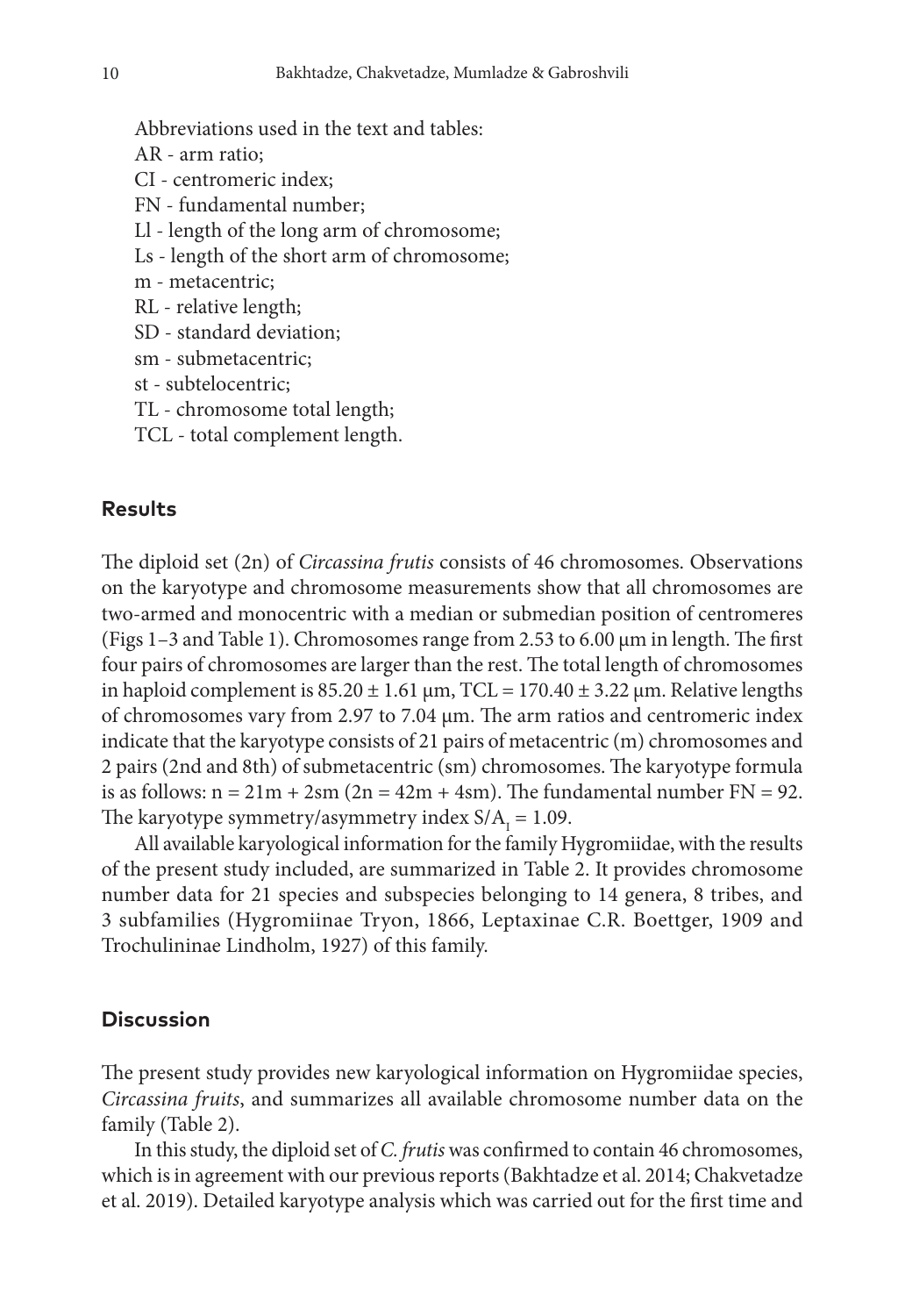Abbreviations used in the text and tables:

AR - arm ratio;

CI - centromeric index;

FN - fundamental number;

Ll - length of the long arm of chromosome;

Ls - length of the short arm of chromosome;

m - metacentric;

RL - relative length;

SD - standard deviation;

sm - submetacentric;

st - subtelocentric;

TL - chromosome total length;

TCL - total complement length.

## Results

The diploid set (2n) of *Circassina frutis* consists of 46 chromosomes. Observations on the karyotype and chromosome measurements show that all chromosomes are two-armed and monocentric with a median or submedian position of centromeres (Figs 1–3 and Table 1). Chromosomes range from 2.53 to 6.00 μm in length. The first four pairs of chromosomes are larger than the rest. The total length of chromosomes in haploid complement is 85.20 ± 1.61 μm, TCL = 170.40 ± 3.22 μm. Relative lengths of chromosomes vary from 2.97 to 7.04 μm. The arm ratios and centromeric index indicate that the karyotype consists of 21 pairs of metacentric (m) chromosomes and 2 pairs (2nd and 8th) of submetacentric (sm) chromosomes. The karyotype formula is as follows: n = 21m + 2sm (2n = 42m + 4sm). The fundamental number FN = 92. The karyotype symmetry/asymmetry index $S/A_I = 1.09$.

All available karyological information for the family Hygromiidae, with the results of the present study included, are summarized in Table 2. It provides chromosome number data for 21 species and subspecies belonging to 14 genera, 8 tribes, and 3 subfamilies (Hygromiinae Tryon, 1866, Leptaxinae C.R. Boettger, 1909 and Trochulininae Lindholm, 1927) of this family.

## Discussion

The present study provides new karyological information on Hygromiidae species, *Circassina fruits*, and summarizes all available chromosome number data on the family (Table 2).

In this study, the diploid set of *C. frutis* was confirmed to contain 46 chromosomes, which is in agreement with our previous reports (Bakhtadze et al. 2014; Chakvetadze et al. 2019). Detailed karyotype analysis which was carried out for the first time and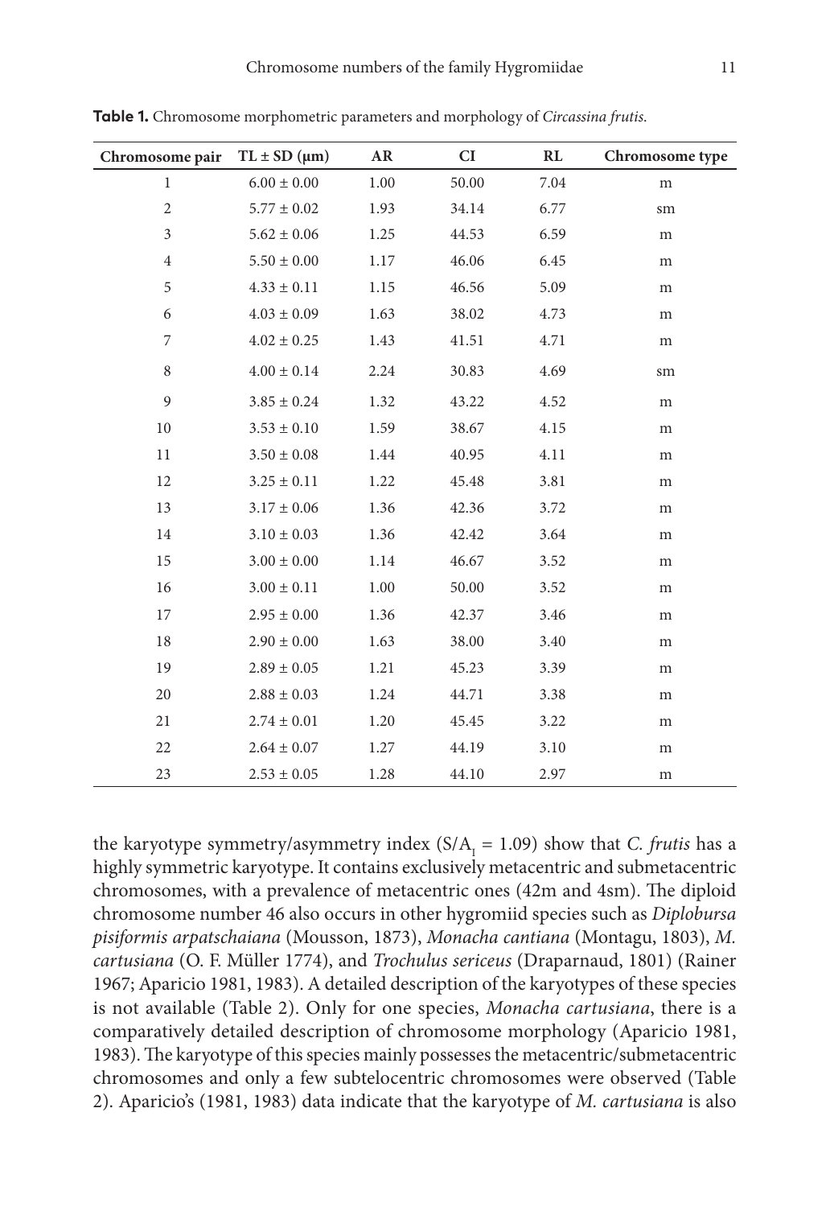**Table 1.** Chromosome morphometric parameters and morphology of *Circassina frutis*.

| Chromosome pair | TL ± SD (μm) | AR | CI | RL | Chromosome type |
|---|---|---|---|---|---|
| 1 | 6.00 ± 0.00 | 1.00 | 50.00 | 7.04 | m |
| 2 | 5.77 ± 0.02 | 1.93 | 34.14 | 6.77 | sm |
| 3 | 5.62 ± 0.06 | 1.25 | 44.53 | 6.59 | m |
| 4 | 5.50 ± 0.00 | 1.17 | 46.06 | 6.45 | m |
| 5 | 4.33 ± 0.11 | 1.15 | 46.56 | 5.09 | m |
| 6 | 4.03 ± 0.09 | 1.63 | 38.02 | 4.73 | m |
| 7 | 4.02 ± 0.25 | 1.43 | 41.51 | 4.71 | m |
| 8 | 4.00 ± 0.14 | 2.24 | 30.83 | 4.69 | sm |
| 9 | 3.85 ± 0.24 | 1.32 | 43.22 | 4.52 | m |
| 10 | 3.53 ± 0.10 | 1.59 | 38.67 | 4.15 | m |
| 11 | 3.50 ± 0.08 | 1.44 | 40.95 | 4.11 | m |
| 12 | 3.25 ± 0.11 | 1.22 | 45.48 | 3.81 | m |
| 13 | 3.17 ± 0.06 | 1.36 | 42.36 | 3.72 | m |
| 14 | 3.10 ± 0.03 | 1.36 | 42.42 | 3.64 | m |
| 15 | 3.00 ± 0.00 | 1.14 | 46.67 | 3.52 | m |
| 16 | 3.00 ± 0.11 | 1.00 | 50.00 | 3.52 | m |
| 17 | 2.95 ± 0.00 | 1.36 | 42.37 | 3.46 | m |
| 18 | 2.90 ± 0.00 | 1.63 | 38.00 | 3.40 | m |
| 19 | 2.89 ± 0.05 | 1.21 | 45.23 | 3.39 | m |
| 20 | 2.88 ± 0.03 | 1.24 | 44.71 | 3.38 | m |
| 21 | 2.74 ± 0.01 | 1.20 | 45.45 | 3.22 | m |
| 22 | 2.64 ± 0.07 | 1.27 | 44.19 | 3.10 | m |
| 23 | 2.53 ± 0.05 | 1.28 | 44.10 | 2.97 | m |

the karyotype symmetry/asymmetry index ($S/A_I = 1.09$) show that *C. frutis* has a highly symmetric karyotype. It contains exclusively metacentric and submetacentric chromosomes, with a prevalence of metacentric ones (42m and 4sm). The diploid chromosome number 46 also occurs in other hygromiid species such as *Diplobursa pisiformis arpatschaiana* (Mousson, 1873), *Monacha cantiana* (Montagu, 1803), *M. cartusiana* (O. F. Müller 1774), and *Trochulus sericeus* (Draparnaud, 1801) (Rainer 1967; Aparicio 1981, 1983). A detailed description of the karyotypes of these species is not available (Table 2). Only for one species, *Monacha cartusiana*, there is a comparatively detailed description of chromosome morphology (Aparicio 1981, 1983). The karyotype of this species mainly possesses the metacentric/submetacentric chromosomes and only a few subtelocentric chromosomes were observed (Table 2). Aparicio's (1981, 1983) data indicate that the karyotype of *M. cartusiana* is also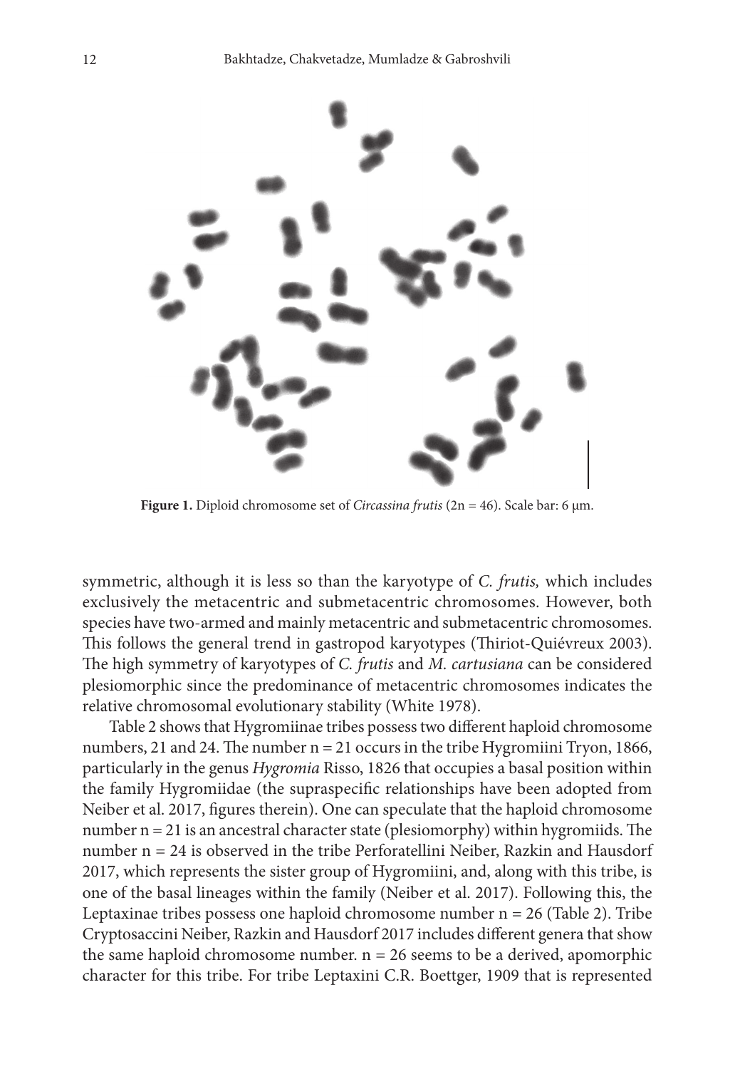**Figure 1.** Diploid chromosome set of *Circassina frutis* (2n = 46). Scale bar: 6 μm.

symmetric, although it is less so than the karyotype of *C. frutis,* which includes exclusively the metacentric and submetacentric chromosomes. However, both species have two-armed and mainly metacentric and submetacentric chromosomes. This follows the general trend in gastropod karyotypes (Thiriot-Quiévreux 2003). The high symmetry of karyotypes of *C. frutis* and *M. cartusiana* can be considered plesiomorphic since the predominance of metacentric chromosomes indicates the relative chromosomal evolutionary stability (White 1978).

Table 2 shows that Hygromiinae tribes possess two different haploid chromosome numbers, 21 and 24. The number n = 21 occurs in the tribe Hygromiini Tryon, 1866, particularly in the genus *Hygromia* Risso, 1826 that occupies a basal position within the family Hygromiidae (the supraspecific relationships have been adopted from Neiber et al. 2017, figures therein). One can speculate that the haploid chromosome number n = 21 is an ancestral character state (plesiomorphy) within hygromiids. The number n = 24 is observed in the tribe Perforatellini Neiber, Razkin and Hausdorf 2017, which represents the sister group of Hygromiini, and, along with this tribe, is one of the basal lineages within the family (Neiber et al. 2017). Following this, the Leptaxinae tribes possess one haploid chromosome number n = 26 (Table 2). Tribe Cryptosaccini Neiber, Razkin and Hausdorf 2017 includes different genera that show the same haploid chromosome number. n = 26 seems to be a derived, apomorphic character for this tribe. For tribe Leptaxini C.R. Boettger, 1909 that is represented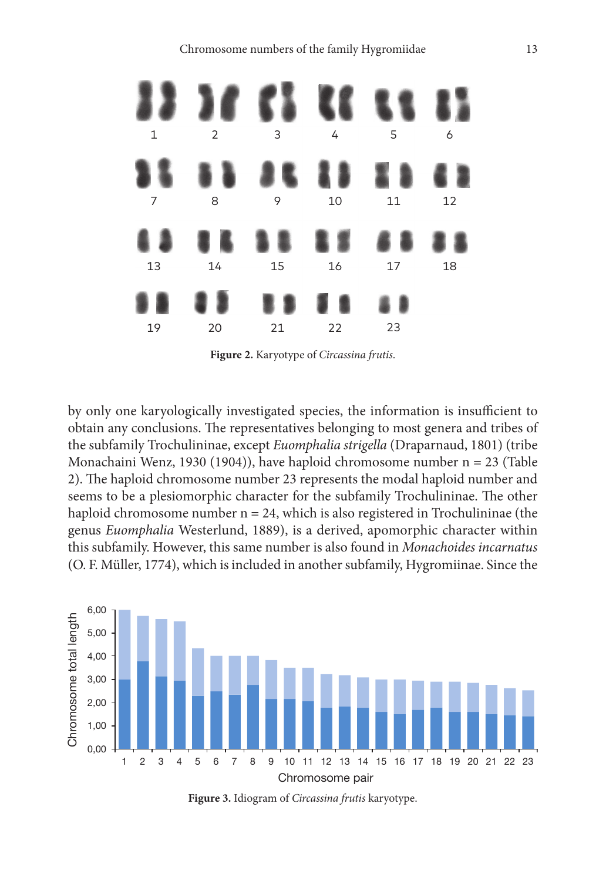Figure 2. Karyotype of *Circassina frutis*.

by only one karyologically investigated species, the information is insufficient to obtain any conclusions. The representatives belonging to most genera and tribes of the subfamily Trochulininae, except *Euomphalia strigella* (Draparnaud, 1801) (tribe Monachaini Wenz, 1930 (1904)), have haploid chromosome number n = 23 (Table 2). The haploid chromosome number 23 represents the modal haploid number and seems to be a plesiomorphic character for the subfamily Trochulininae. The other haploid chromosome number n = 24, which is also registered in Trochulininae (the genus *Euomphalia* Westerlund, 1889), is a derived, apomorphic character within this subfamily. However, this same number is also found in *Monachoides incarnatus* (O. F. Müller, 1774), which is included in another subfamily, Hygromiinae. Since the

Figure 3. Idiogram of *Circassina frutis* karyotype.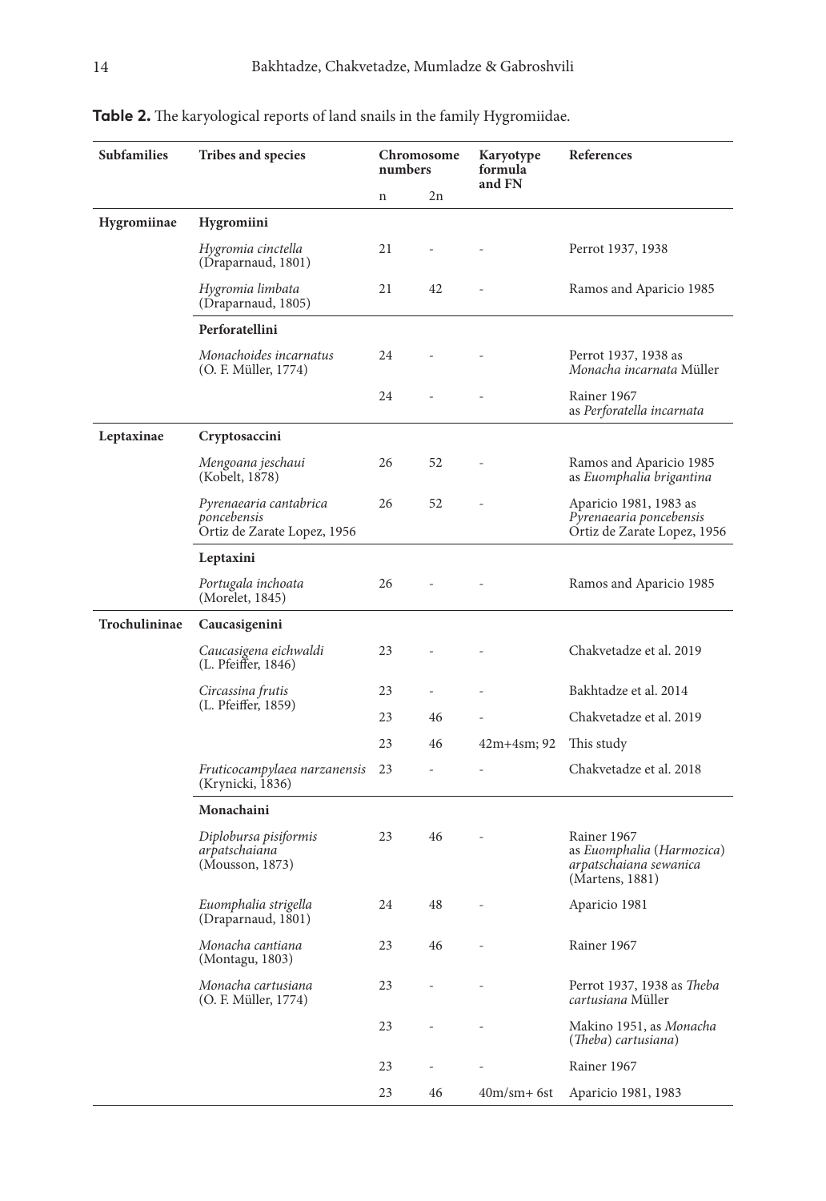**Table 2.** The karyological reports of land snails in the family Hygromiidae.

| Subfamilies | Tribes and species | Chromosome numbers | | Karyotype formula and FN | References |
|---|---|---|---|---|---|
| | | n | 2n | | |
| **Hygromiinae** | **Hygromiini** | | | | |
| | *Hygromia cinctella* (Draparnaud, 1801) | 21 | - | - | Perrot 1937, 1938 |
| | *Hygromia limbata* (Draparnaud, 1805) | 21 | 42 | - | Ramos and Aparicio 1985 |
| | **Perforatellini** | | | | |
| | *Monachoides incarnatus* (O. F. Müller, 1774) | 24 | - | - | Perrot 1937, 1938 as *Monacha incarnata* Müller |
| | | 24 | - | - | Rainer 1967 as *Perforatella incarnata* |
| **Leptaxinae** | **Cryptosaccini** | | | | |
| | *Mengoana jeschaui* (Kobelt, 1878) | 26 | 52 | - | Ramos and Aparicio 1985 as *Euomphalia brigantina* |
| | *Pyrenaearia cantabrica poncebensis* Ortiz de Zarate Lopez, 1956 | 26 | 52 | - | Aparicio 1981, 1983 as *Pyrenaearia poncebensis* Ortiz de Zarate Lopez, 1956 |
| | **Leptaxini** | | | | |
| | *Portugala inchoata* (Morelet, 1845) | 26 | - | - | Ramos and Aparicio 1985 |
| **Trochulininae** | **Caucasigenini** | | | | |
| | *Caucasigena eichwaldi* (L. Pfeiffer, 1846) | 23 | - | - | Chakvetadze et al. 2019 |
| | *Circassina frutis* (L. Pfeiffer, 1859) | 23 | - | - | Bakhtadze et al. 2014 |
| | | 23 | 46 | - | Chakvetadze et al. 2019 |
| | | 23 | 46 | 42m+4sm; 92 | This study |
| | *Fruticocampylaea narzanensis* (Krynicki, 1836) | 23 | - | - | Chakvetadze et al. 2018 |
| | **Monachaini** | | | | |
| | *Diplobursa pisiformis arpatschaiana* (Mousson, 1873) | 23 | 46 | - | Rainer 1967 as *Euomphalia* (*Harmozica*) *arpatschaiana sewanica* (Martens, 1881) |
| | *Euomphalia strigella* (Draparnaud, 1801) | 24 | 48 | - | Aparicio 1981 |
| | *Monacha cantiana* (Montagu, 1803) | 23 | 46 | - | Rainer 1967 |
| | *Monacha cartusiana* (O. F. Müller, 1774) | 23 | - | - | Perrot 1937, 1938 as *Theba cartusiana* Müller |
| | | 23 | - | - | Makino 1951, as *Monacha* (*Theba*) *cartusiana*) |
| | | 23 | - | - | Rainer 1967 |
| | | 23 | 46 | 40m/sm+ 6st | Aparicio 1981, 1983 |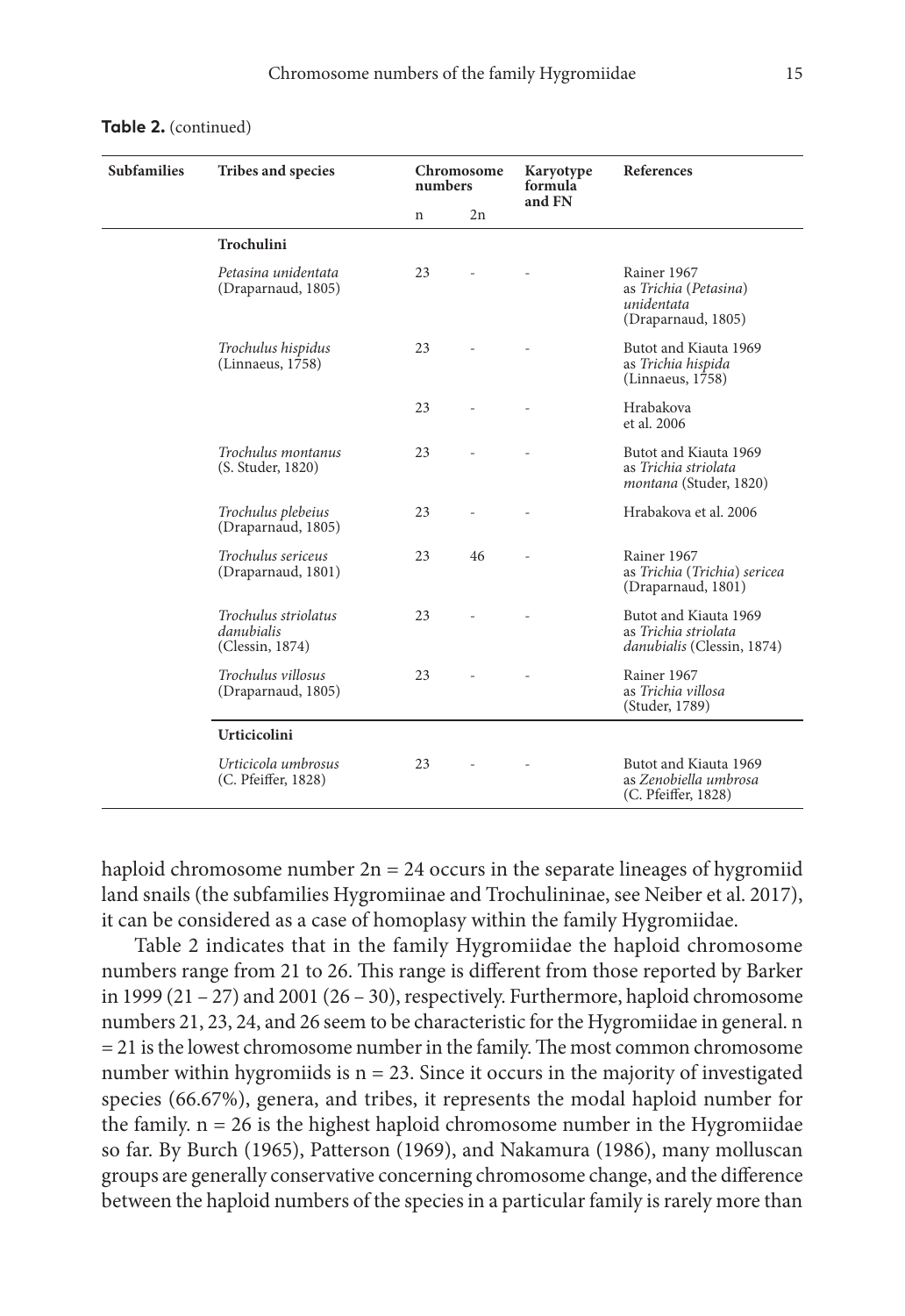**Table 2.** (continued)

| Subfamilies | Tribes and species | Chromosome numbers | | Karyotype formula and FN | References |
|---|---|---|---|---|---|
| | | n | 2n | | |
| | **Trochulini** | | | | |
| | *Petasina unidentata* (Draparnaud, 1805) | 23 | - | - | Rainer 1967 as *Trichia* (*Petasina*) *unidentata* (Draparnaud, 1805) |
| | *Trochulus hispidus* (Linnaeus, 1758) | 23 | - | - | Butot and Kiauta 1969 as *Trichia hispida* (Linnaeus, 1758) |
| | | 23 | - | - | Hrabakova et al. 2006 |
| | *Trochulus montanus* (S. Studer, 1820) | 23 | - | - | Butot and Kiauta 1969 as *Trichia striolata montana* (Studer, 1820) |
| | *Trochulus plebeius* (Draparnaud, 1805) | 23 | - | - | Hrabakova et al. 2006 |
| | *Trochulus sericeus* (Draparnaud, 1801) | 23 | 46 | - | Rainer 1967 as *Trichia* (*Trichia*) *sericea* (Draparnaud, 1801) |
| | *Trochulus striolatus danubialis* (Clessin, 1874) | 23 | - | - | Butot and Kiauta 1969 as *Trichia striolata danubialis* (Clessin, 1874) |
| | *Trochulus villosus* (Draparnaud, 1805) | 23 | - | - | Rainer 1967 as *Trichia villosa* (Studer, 1789) |
| | **Urticicolini** | | | | |
| | *Urticicola umbrosus* (C. Pfeiffer, 1828) | 23 | - | - | Butot and Kiauta 1969 as *Zenobiella umbrosa* (C. Pfeiffer, 1828) |

haploid chromosome number 2n = 24 occurs in the separate lineages of hygromiid land snails (the subfamilies Hygromiinae and Trochulininae, see Neiber et al. 2017), it can be considered as a case of homoplasy within the family Hygromiidae.

Table 2 indicates that in the family Hygromiidae the haploid chromosome numbers range from 21 to 26. This range is different from those reported by Barker in 1999 (21 – 27) and 2001 (26 – 30), respectively. Furthermore, haploid chromosome numbers 21, 23, 24, and 26 seem to be characteristic for the Hygromiidae in general. n = 21 is the lowest chromosome number in the family. The most common chromosome number within hygromiids is n = 23. Since it occurs in the majority of investigated species (66.67%), genera, and tribes, it represents the modal haploid number for the family. n = 26 is the highest haploid chromosome number in the Hygromiidae so far. By Burch (1965), Patterson (1969), and Nakamura (1986), many molluscan groups are generally conservative concerning chromosome change, and the difference between the haploid numbers of the species in a particular family is rarely more than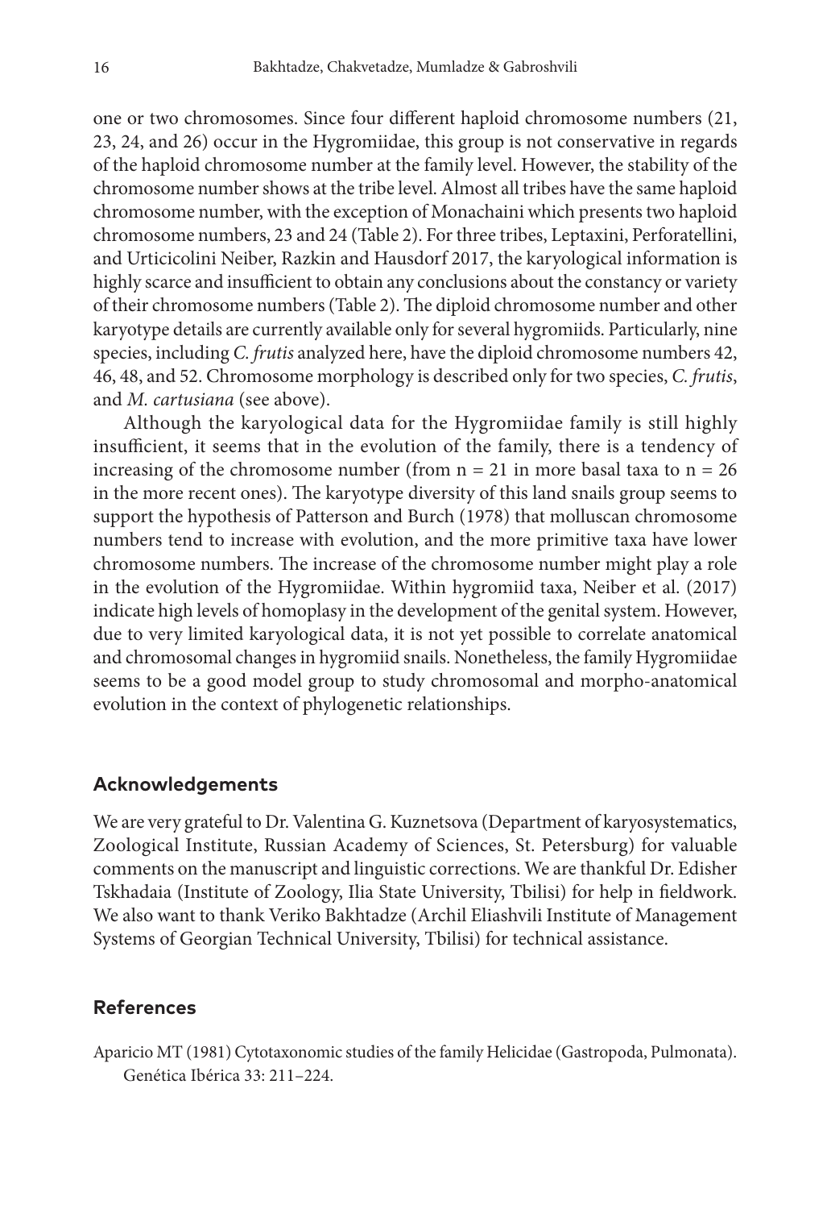one or two chromosomes. Since four different haploid chromosome numbers (21, 23, 24, and 26) occur in the Hygromiidae, this group is not conservative in regards of the haploid chromosome number at the family level. However, the stability of the chromosome number shows at the tribe level. Almost all tribes have the same haploid chromosome number, with the exception of Monachaini which presents two haploid chromosome numbers, 23 and 24 (Table 2). For three tribes, Leptaxini, Perforatellini, and Urticicolini Neiber, Razkin and Hausdorf 2017, the karyological information is highly scarce and insufficient to obtain any conclusions about the constancy or variety of their chromosome numbers (Table 2). The diploid chromosome number and other karyotype details are currently available only for several hygromiids. Particularly, nine species, including *C. frutis* analyzed here, have the diploid chromosome numbers 42, 46, 48, and 52. Chromosome morphology is described only for two species, *C. frutis*, and *M. cartusiana* (see above).

Although the karyological data for the Hygromiidae family is still highly insufficient, it seems that in the evolution of the family, there is a tendency of increasing of the chromosome number (from $n = 21$ in more basal taxa to $n = 26$ in the more recent ones). The karyotype diversity of this land snails group seems to support the hypothesis of Patterson and Burch (1978) that molluscan chromosome numbers tend to increase with evolution, and the more primitive taxa have lower chromosome numbers. The increase of the chromosome number might play a role in the evolution of the Hygromiidae. Within hygromiid taxa, Neiber et al. (2017) indicate high levels of homoplasy in the development of the genital system. However, due to very limited karyological data, it is not yet possible to correlate anatomical and chromosomal changes in hygromiid snails. Nonetheless, the family Hygromiidae seems to be a good model group to study chromosomal and morpho-anatomical evolution in the context of phylogenetic relationships.

## Acknowledgements

We are very grateful to Dr. Valentina G. Kuznetsova (Department of karyosystematics, Zoological Institute, Russian Academy of Sciences, St. Petersburg) for valuable comments on the manuscript and linguistic corrections. We are thankful Dr. Edisher Tskhadaia (Institute of Zoology, Ilia State University, Tbilisi) for help in fieldwork. We also want to thank Veriko Bakhtadze (Archil Eliashvili Institute of Management Systems of Georgian Technical University, Tbilisi) for technical assistance.

## References

Aparicio MT (1981) Cytotaxonomic studies of the family Helicidae (Gastropoda, Pulmonata). Genética Ibérica 33: 211–224.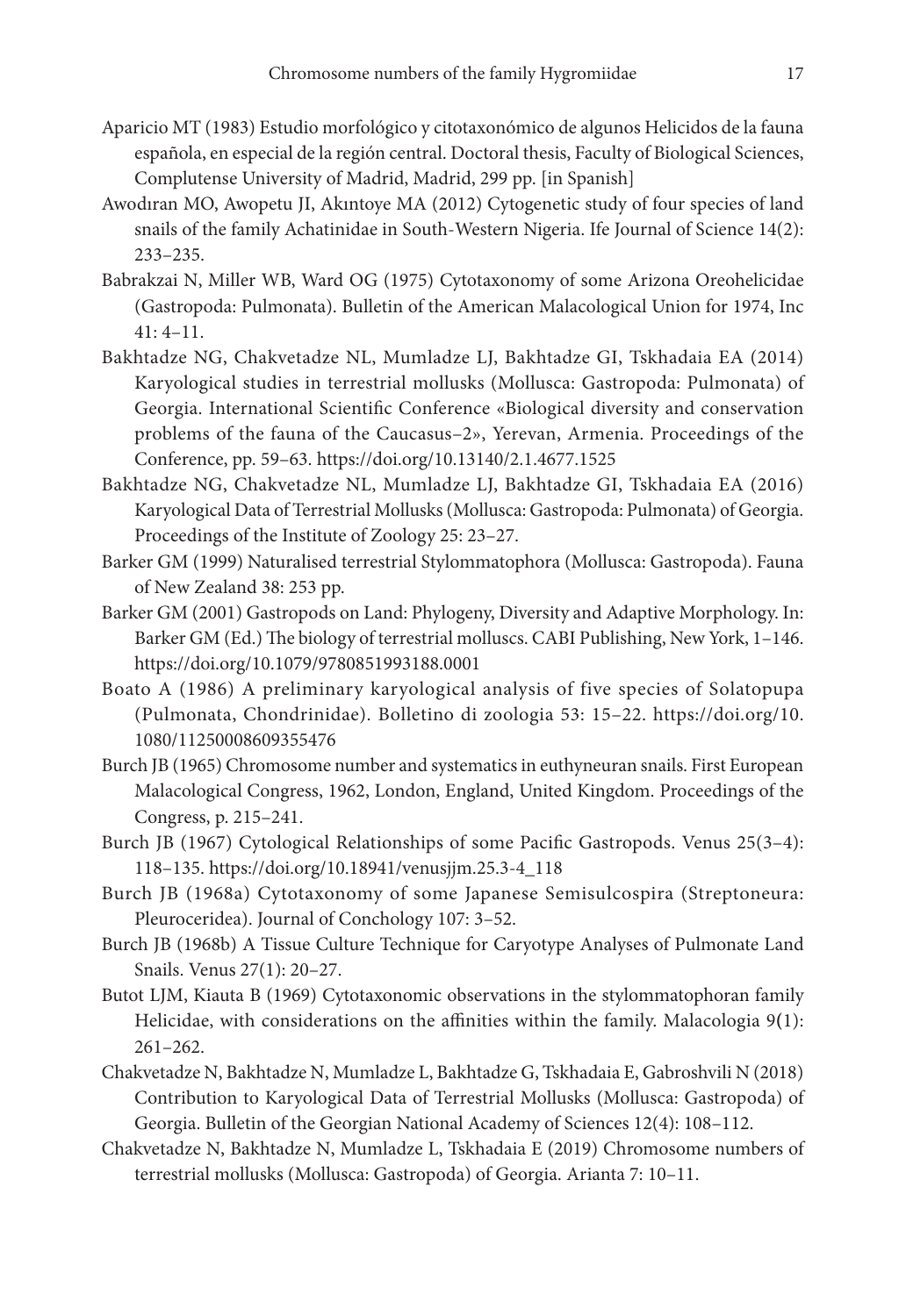Aparicio MT (1983) Estudio morfológico y citotaxonómico de algunos Helicidos de la fauna española, en especial de la región central. Doctoral thesis, Faculty of Biological Sciences, Complutense University of Madrid, Madrid, 299 pp. [in Spanish]

Awodıran MO, Awopetu JI, Akıntoye MA (2012) Cytogenetic study of four species of land snails of the family Achatinidae in South-Western Nigeria. Ife Journal of Science 14(2): 233–235.

Babrakzai N, Miller WB, Ward OG (1975) Cytotaxonomy of some Arizona Oreohelicidae (Gastropoda: Pulmonata). Bulletin of the American Malacological Union for 1974, Inc 41: 4–11.

Bakhtadze NG, Chakvetadze NL, Mumladze LJ, Bakhtadze GI, Tskhadaia EA (2014) Karyological studies in terrestrial mollusks (Mollusca: Gastropoda: Pulmonata) of Georgia. International Scientific Conference «Biological diversity and conservation problems of the fauna of the Caucasus–2», Yerevan, Armenia. Proceedings of the Conference, pp. 59–63. https://doi.org/10.13140/2.1.4677.1525

Bakhtadze NG, Chakvetadze NL, Mumladze LJ, Bakhtadze GI, Tskhadaia EA (2016) Karyological Data of Terrestrial Mollusks (Mollusca: Gastropoda: Pulmonata) of Georgia. Proceedings of the Institute of Zoology 25: 23–27.

Barker GM (1999) Naturalised terrestrial Stylommatophora (Mollusca: Gastropoda). Fauna of New Zealand 38: 253 pp.

Barker GM (2001) Gastropods on Land: Phylogeny, Diversity and Adaptive Morphology. In: Barker GM (Ed.) The biology of terrestrial molluscs. CABI Publishing, New York, 1–146. https://doi.org/10.1079/9780851993188.0001

Boato A (1986) A preliminary karyological analysis of five species of Solatopupa (Pulmonata, Chondrinidae). Bolletino di zoologia 53: 15–22. https://doi.org/10.1080/11250008609355476

Burch JB (1965) Chromosome number and systematics in euthyneuran snails. First European Malacological Congress, 1962, London, England, United Kingdom. Proceedings of the Congress, p. 215–241.

Burch JB (1967) Cytological Relationships of some Pacific Gastropods. Venus 25(3–4): 118–135. https://doi.org/10.18941/venusjjm.25.3-4_118

Burch JB (1968a) Cytotaxonomy of some Japanese Semisulcospira (Streptoneura: Pleuroceridea). Journal of Conchology 107: 3–52.

Burch JB (1968b) A Tissue Culture Technique for Caryotype Analyses of Pulmonate Land Snails. Venus 27(1): 20–27.

Butot LJM, Kiauta B (1969) Cytotaxonomic observations in the stylommatophoran family Helicidae, with considerations on the affinities within the family. Malacologia 9(1): 261–262.

Chakvetadze N, Bakhtadze N, Mumladze L, Bakhtadze G, Tskhadaia E, Gabroshvili N (2018) Contribution to Karyological Data of Terrestrial Mollusks (Mollusca: Gastropoda) of Georgia. Bulletin of the Georgian National Academy of Sciences 12(4): 108–112.

Chakvetadze N, Bakhtadze N, Mumladze L, Tskhadaia E (2019) Chromosome numbers of terrestrial mollusks (Mollusca: Gastropoda) of Georgia. Arianta 7: 10–11.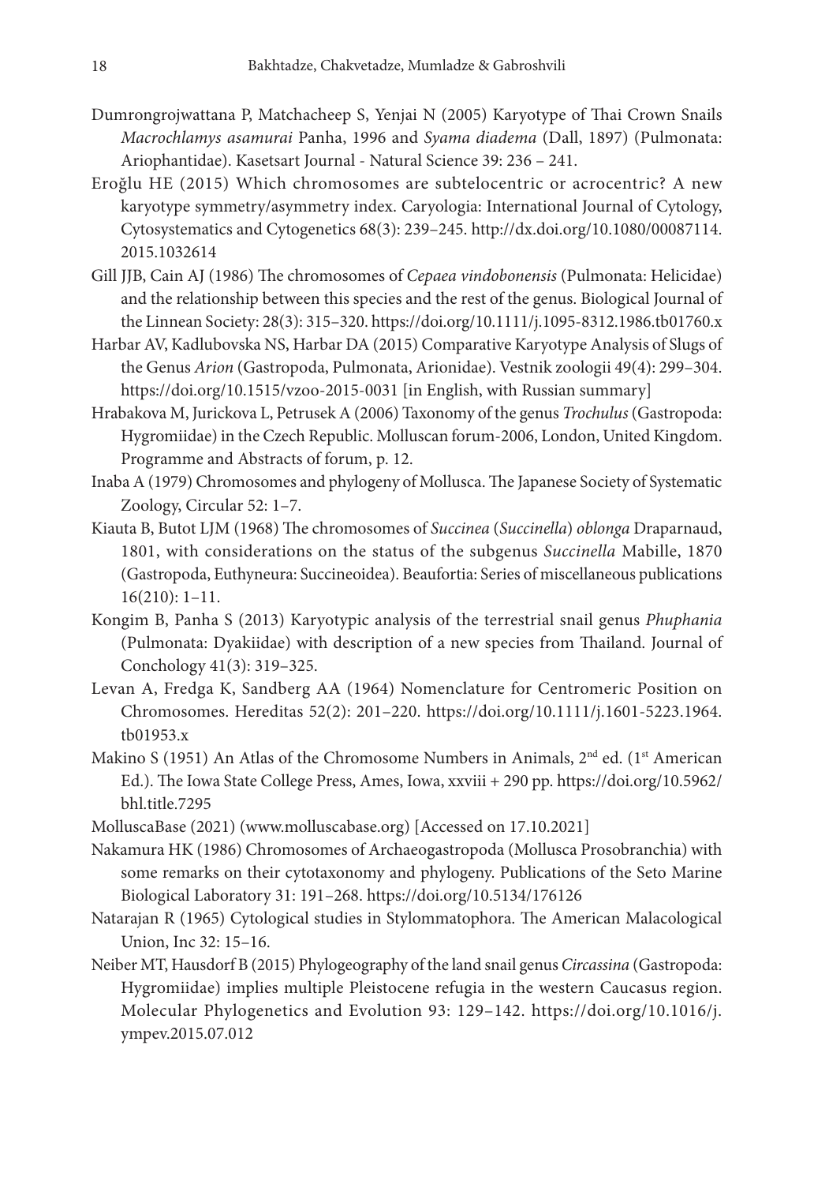Dumrongrojwattana P, Matchacheep S, Yenjai N (2005) Karyotype of Thai Crown Snails *Macrochlamys asamurai* Panha, 1996 and *Syama diadema* (Dall, 1897) (Pulmonata: Ariophantidae). Kasetsart Journal - Natural Science 39: 236 – 241.

Eroğlu HE (2015) Which chromosomes are subtelocentric or acrocentric? A new karyotype symmetry/asymmetry index. Caryologia: International Journal of Cytology, Cytosystematics and Cytogenetics 68(3): 239–245. http://dx.doi.org/10.1080/00087114.2015.1032614

Gill JJB, Cain AJ (1986) The chromosomes of *Cepaea vindobonensis* (Pulmonata: Helicidae) and the relationship between this species and the rest of the genus. Biological Journal of the Linnean Society: 28(3): 315–320. https://doi.org/10.1111/j.1095-8312.1986.tb01760.x

Harbar AV, Kadlubovska NS, Harbar DA (2015) Comparative Karyotype Analysis of Slugs of the Genus *Arion* (Gastropoda, Pulmonata, Arionidae). Vestnik zoologii 49(4): 299–304. https://doi.org/10.1515/vzoo-2015-0031 [in English, with Russian summary]

Hrabakova M, Jurickova L, Petrusek A (2006) Taxonomy of the genus *Trochulus* (Gastropoda: Hygromiidae) in the Czech Republic. Molluscan forum-2006, London, United Kingdom. Programme and Abstracts of forum, p. 12.

Inaba A (1979) Chromosomes and phylogeny of Mollusca. The Japanese Society of Systematic Zoology, Circular 52: 1–7.

Kiauta B, Butot LJM (1968) The chromosomes of *Succinea* (*Succinella*) *oblonga* Draparnaud, 1801, with considerations on the status of the subgenus *Succinella* Mabille, 1870 (Gastropoda, Euthyneura: Succineoidea). Beaufortia: Series of miscellaneous publications 16(210): 1–11.

Kongim B, Panha S (2013) Karyotypic analysis of the terrestrial snail genus *Phuphania* (Pulmonata: Dyakiidae) with description of a new species from Thailand. Journal of Conchology 41(3): 319–325.

Levan A, Fredga K, Sandberg AA (1964) Nomenclature for Centromeric Position on Chromosomes. Hereditas 52(2): 201–220. https://doi.org/10.1111/j.1601-5223.1964.tb01953.x

Makino S (1951) An Atlas of the Chromosome Numbers in Animals, 2nd ed. (1st American Ed.). The Iowa State College Press, Ames, Iowa, xxviii + 290 pp. https://doi.org/10.5962/bhl.title.7295

MolluscaBase (2021) (www.molluscabase.org) [Accessed on 17.10.2021]

Nakamura HK (1986) Chromosomes of Archaeogastropoda (Mollusca Prosobranchia) with some remarks on their cytotaxonomy and phylogeny. Publications of the Seto Marine Biological Laboratory 31: 191–268. https://doi.org/10.5134/176126

Natarajan R (1965) Cytological studies in Stylommatophora. The American Malacological Union, Inc 32: 15–16.

Neiber MT, Hausdorf B (2015) Phylogeography of the land snail genus *Circassina* (Gastropoda: Hygromiidae) implies multiple Pleistocene refugia in the western Caucasus region. Molecular Phylogenetics and Evolution 93: 129–142. https://doi.org/10.1016/j.ympev.2015.07.012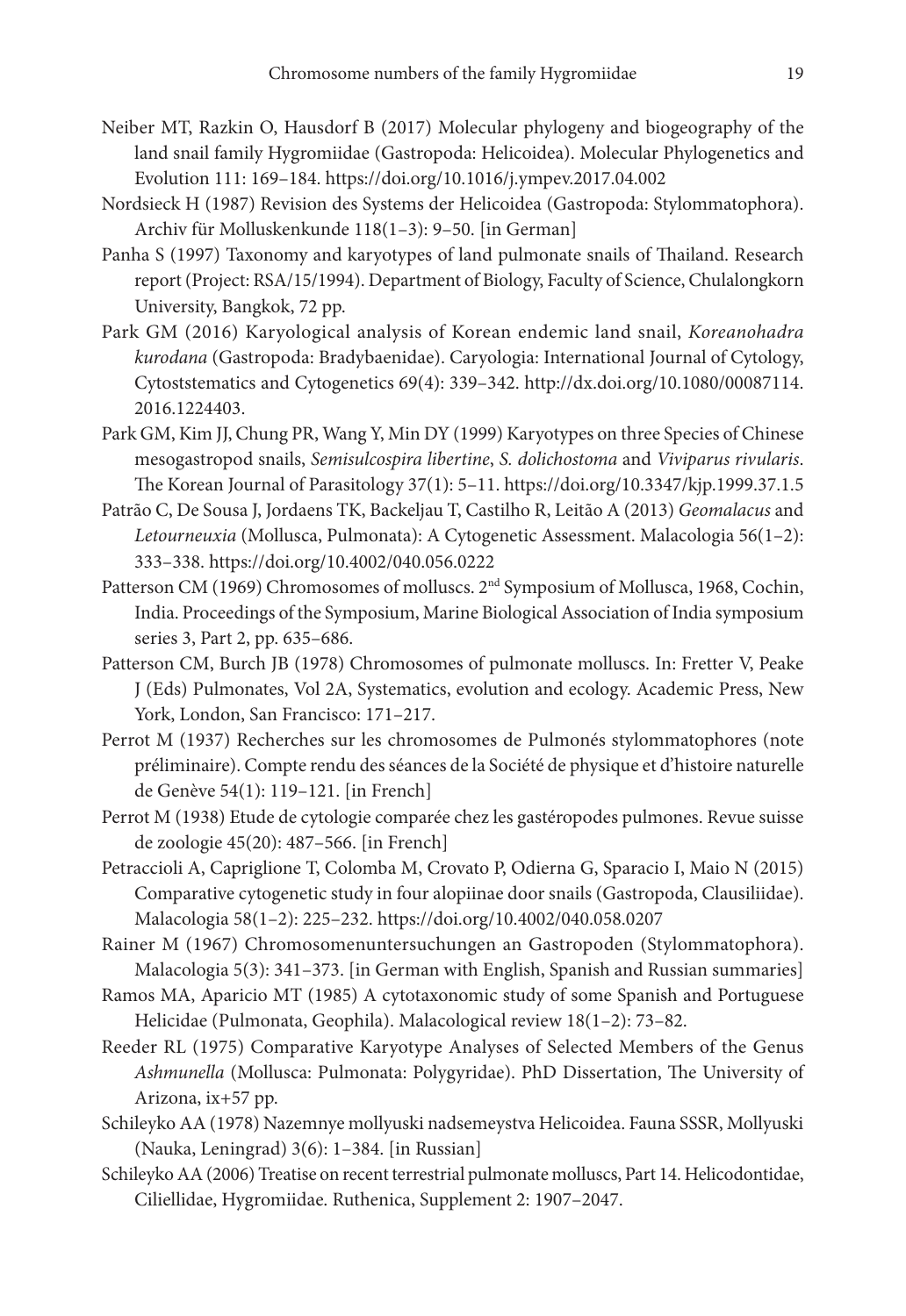Neiber MT, Razkin O, Hausdorf B (2017) Molecular phylogeny and biogeography of the land snail family Hygromiidae (Gastropoda: Helicoidea). Molecular Phylogenetics and Evolution 111: 169–184. https://doi.org/10.1016/j.ympev.2017.04.002

Nordsieck H (1987) Revision des Systems der Helicoidea (Gastropoda: Stylommatophora). Archiv für Molluskenkunde 118(1–3): 9–50. [in German]

Panha S (1997) Taxonomy and karyotypes of land pulmonate snails of Thailand. Research report (Project: RSA/15/1994). Department of Biology, Faculty of Science, Chulalongkorn University, Bangkok, 72 pp.

Park GM (2016) Karyological analysis of Korean endemic land snail, *Koreanohadra kurodana* (Gastropoda: Bradybaenidae). Caryologia: International Journal of Cytology, Cytoststematics and Cytogenetics 69(4): 339–342. http://dx.doi.org/10.1080/00087114.2016.1224403.

Park GM, Kim JJ, Chung PR, Wang Y, Min DY (1999) Karyotypes on three Species of Chinese mesogastropod snails, *Semisulcospira libertine*, *S. dolichostoma* and *Viviparus rivularis*. The Korean Journal of Parasitology 37(1): 5–11. https://doi.org/10.3347/kjp.1999.37.1.5

Patrão C, De Sousa J, Jordaens TK, Backeljau T, Castilho R, Leitão A (2013) *Geomalacus* and *Letourneuxia* (Mollusca, Pulmonata): A Cytogenetic Assessment. Malacologia 56(1–2): 333–338. https://doi.org/10.4002/040.056.0222

Patterson CM (1969) Chromosomes of molluscs. 2nd Symposium of Mollusca, 1968, Cochin, India. Proceedings of the Symposium, Marine Biological Association of India symposium series 3, Part 2, pp. 635–686.

Patterson CM, Burch JB (1978) Chromosomes of pulmonate molluscs. In: Fretter V, Peake J (Eds) Pulmonates, Vol 2A, Systematics, evolution and ecology. Academic Press, New York, London, San Francisco: 171–217.

Perrot M (1937) Recherches sur les chromosomes de Pulmonés stylommatophores (note préliminaire). Compte rendu des séances de la Société de physique et d'histoire naturelle de Genève 54(1): 119–121. [in French]

Perrot M (1938) Etude de cytologie comparée chez les gastéropodes pulmones. Revue suisse de zoologie 45(20): 487–566. [in French]

Petraccioli A, Capriglione T, Colomba M, Crovato P, Odierna G, Sparacio I, Maio N (2015) Comparative cytogenetic study in four alopiinae door snails (Gastropoda, Clausiliidae). Malacologia 58(1–2): 225–232. https://doi.org/10.4002/040.058.0207

Rainer M (1967) Chromosomenuntersuchungen an Gastropoden (Stylommatophora). Malacologia 5(3): 341–373. [in German with English, Spanish and Russian summaries]

Ramos MA, Aparicio MT (1985) A cytotaxonomic study of some Spanish and Portuguese Helicidae (Pulmonata, Geophila). Malacological review 18(1–2): 73–82.

Reeder RL (1975) Comparative Karyotype Analyses of Selected Members of the Genus *Ashmunella* (Mollusca: Pulmonata: Polygyridae). PhD Dissertation, The University of Arizona, ix+57 pp.

Schileyko AA (1978) Nazemnye mollyuski nadsemeystva Helicoidea. Fauna SSSR, Mollyuski (Nauka, Leningrad) 3(6): 1–384. [in Russian]

Schileyko AA (2006) Treatise on recent terrestrial pulmonate molluscs, Part 14. Helicodontidae, Ciliellidae, Hygromiidae. Ruthenica, Supplement 2: 1907–2047.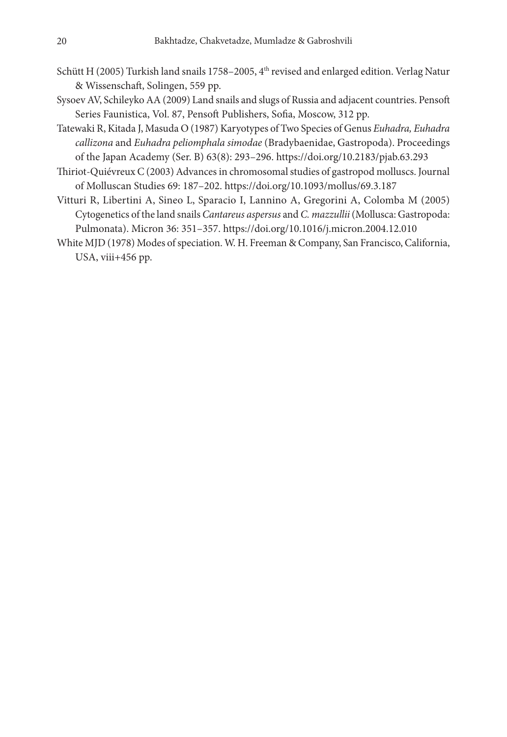Schütt H (2005) Turkish land snails 1758–2005, 4th revised and enlarged edition. Verlag Natur & Wissenschaft, Solingen, 559 pp.

Sysoev AV, Schileyko AA (2009) Land snails and slugs of Russia and adjacent countries. Pensoft Series Faunistica, Vol. 87, Pensoft Publishers, Sofia, Moscow, 312 pp.

Tatewaki R, Kitada J, Masuda O (1987) Karyotypes of Two Species of Genus *Euhadra, Euhadra callizona* and *Euhadra peliomphala simodae* (Bradybaenidae, Gastropoda). Proceedings of the Japan Academy (Ser. B) 63(8): 293–296. https://doi.org/10.2183/pjab.63.293

Thiriot-Quiévreux C (2003) Advances in chromosomal studies of gastropod molluscs. Journal of Molluscan Studies 69: 187–202. https://doi.org/10.1093/mollus/69.3.187

Vitturi R, Libertini A, Sineo L, Sparacio I, Lannino A, Gregorini A, Colomba M (2005) Cytogenetics of the land snails *Cantareus aspersus* and *C. mazzullii* (Mollusca: Gastropoda: Pulmonata). Micron 36: 351–357. https://doi.org/10.1016/j.micron.2004.12.010

White MJD (1978) Modes of speciation. W. H. Freeman & Company, San Francisco, California, USA, viii+456 pp.